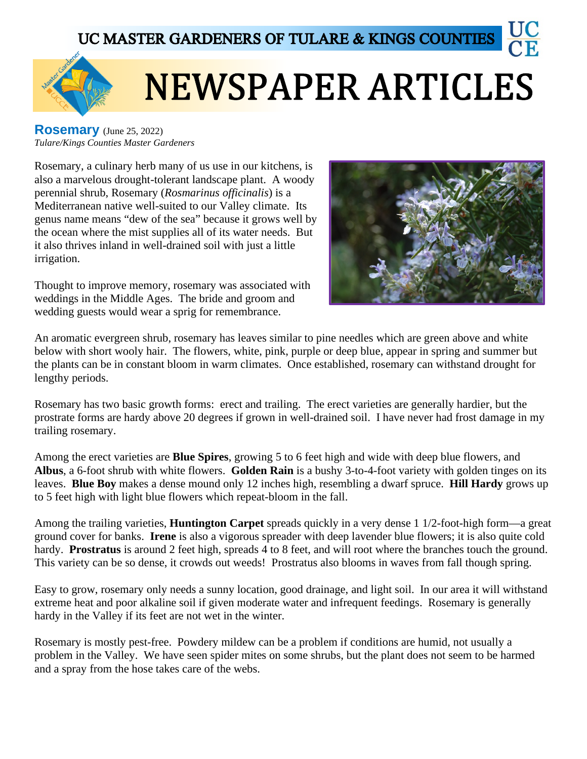UC MASTER GARDENERS OF TULARE & KINGS COUNTIES

# NEWSPAPER ARTICLES

## Rosemary (June 25, 2022)

*Tulare/Kings Counties Master Gardeners*

Rosemary, a culinary herb many of us use in our kitchens, is also a marvelous drought-tolerant landscape plant. A woody perennial shrub, Rosemary (*Rosmarinus officinalis*) is a Mediterranean native well-suited to our Valley climate. Its genus name means "dew of the sea" because it grows well by the ocean where the mist supplies all of its water needs. But it also thrives inland in well-drained soil with just a little irrigation.

Thought to improve memory, rosemary was associated with weddings in the Middle Ages. The bride and groom and wedding guests would wear a sprig for remembrance.

An aromatic evergreen shrub, rosemary has leaves similar to pine needles which are green above and white below with short wooly hair. The flowers, white, pink, purple or deep blue, appear in spring and summer but the plants can be in constant bloom in warm climates. Once established, rosemary can withstand drought for lengthy periods.

Rosemary has two basic growth forms: erect and trailing. The erect varieties are generally hardier, but the prostrate forms are hardy above 20 degrees if grown in well-drained soil. I have never had frost damage in my trailing rosemary.

Among the erect varieties are **Blue Spires**, growing 5 to 6 feet high and wide with deep blue flowers, and **Albus**, a 6-foot shrub with white flowers. **Golden Rain** is a bushy 3-to-4-foot variety with golden tinges on its leaves. **Blue Boy** makes a dense mound only 12 inches high, resembling a dwarf spruce. **Hill Hardy** grows up to 5 feet high with light blue flowers which repeat-bloom in the fall.

Among the trailing varieties, **Huntington Carpet** spreads quickly in a very dense 1 1/2-foot-high form—a great ground cover for banks. **Irene** is also a vigorous spreader with deep lavender blue flowers; it is also quite cold hardy. **Prostratus** is around 2 feet high, spreads 4 to 8 feet, and will root where the branches touch the ground. This variety can be so dense, it crowds out weeds! Prostratus also blooms in waves from fall though spring.

Easy to grow, rosemary only needs a sunny location, good drainage, and light soil. In our area it will withstand extreme heat and poor alkaline soil if given moderate water and infrequent feedings. Rosemary is generally hardy in the Valley if its feet are not wet in the winter.

Rosemary is mostly pest-free. Powdery mildew can be a problem if conditions are humid, not usually a problem in the Valley. We have seen spider mites on some shrubs, but the plant does not seem to be harmed and a spray from the hose takes care of the webs.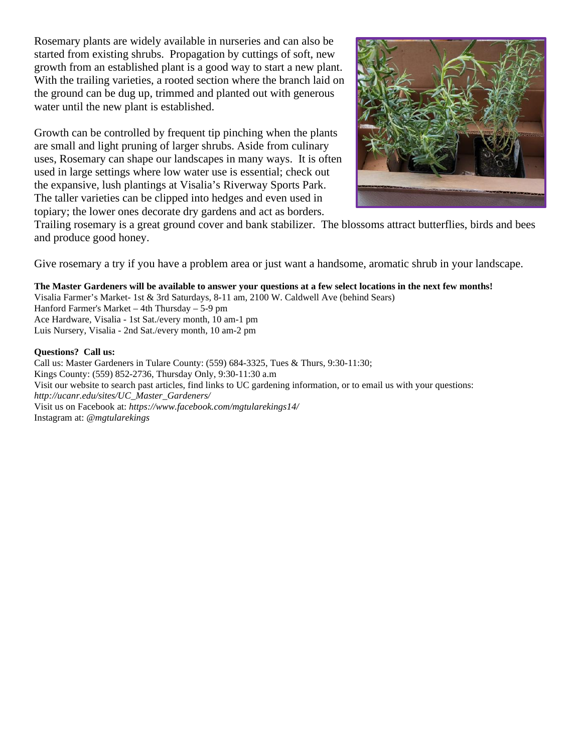Rosemary plants are widely available in nurseries and can also be started from existing shrubs. Propagation by cuttings of soft, new growth from an established plant is a good way to start a new plant. With the trailing varieties, a rooted section where the branch laid on the ground can be dug up, trimmed and planted out with generous water until the new plant is established.

Growth can be controlled by frequent tip pinching when the plants are small and light pruning of larger shrubs. Aside from culinary uses, Rosemary can shape our landscapes in many ways. It is often used in large settings where low water use is essential; check out the expansive, lush plantings at Visalia's Riverway Sports Park. The taller varieties can be clipped into hedges and even used in topiary; the lower ones decorate dry gardens and act as borders. Trailing rosemary is a great ground cover and bank stabilizer. The blossoms attract butterflies, birds and bees and produce good honey.

Give rosemary a try if you have a problem area or just want a handsome, aromatic shrub in your landscape.

**The Master Gardeners will be available to answer your questions at a few select locations in the next few months!**
Visalia Farmer's Market- 1st & 3rd Saturdays, 8-11 am, 2100 W. Caldwell Ave (behind Sears)
Hanford Farmer's Market – 4th Thursday – 5-9 pm
Ace Hardware, Visalia - 1st Sat./every month, 10 am-1 pm
Luis Nursery, Visalia - 2nd Sat./every month, 10 am-2 pm

**Questions? Call us:**
Call us: Master Gardeners in Tulare County: (559) 684-3325, Tues & Thurs, 9:30-11:30;
Kings County: (559) 852-2736, Thursday Only, 9:30-11:30 a.m
Visit our website to search past articles, find links to UC gardening information, or to email us with your questions:
*http://ucanr.edu/sites/UC_Master_Gardeners/*
Visit us on Facebook at: *https://www.facebook.com/mgtularekings14/*
Instagram at: *@mgtularekings*